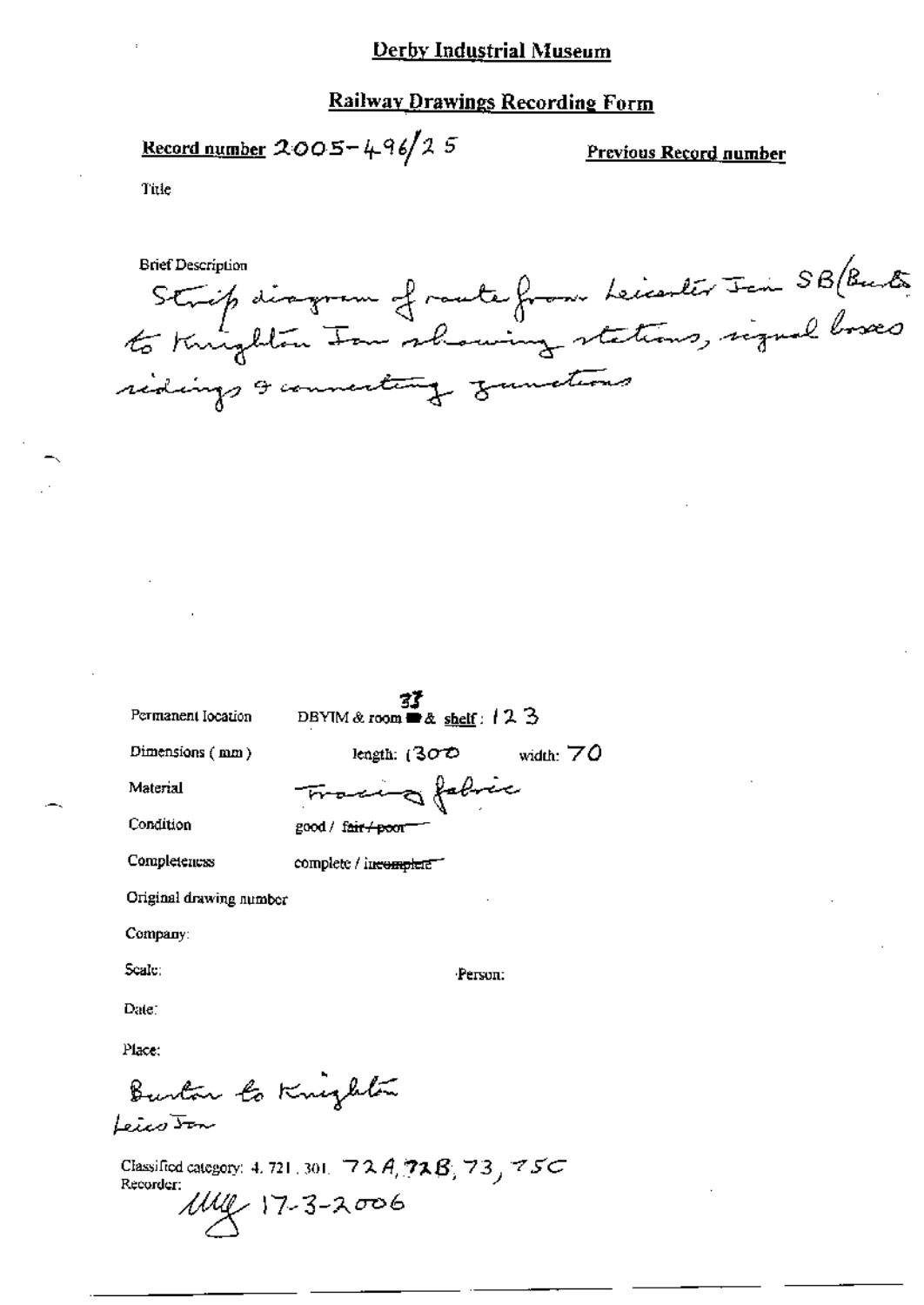# Derby Industrial Museum

## Railway Drawings Recording Form

**Record number** 2005-496/25

**Previous Record number**

Title

Brief Description

Strip diagram of route from Leicester Jcn SB (Burton) to Knighton Jcn showing stations, signal boxes sidings & connecting junctions

Permanent location: DBYIM & room 33 & shelf: 123

Dimensions (mm): length: 1300 width: 70

Material: Tracing fabric

Condition: good / ~~fair / poor~~

Completeness: complete / ~~incomplete~~

Original drawing number

Company:

Scale: Person:

Date:

Place:

Burton to Knighton
Leics Jcn

Classified category: 4. 721. 301. 72A, 72B, 73, 75C

Recorder: MG 17-3-2006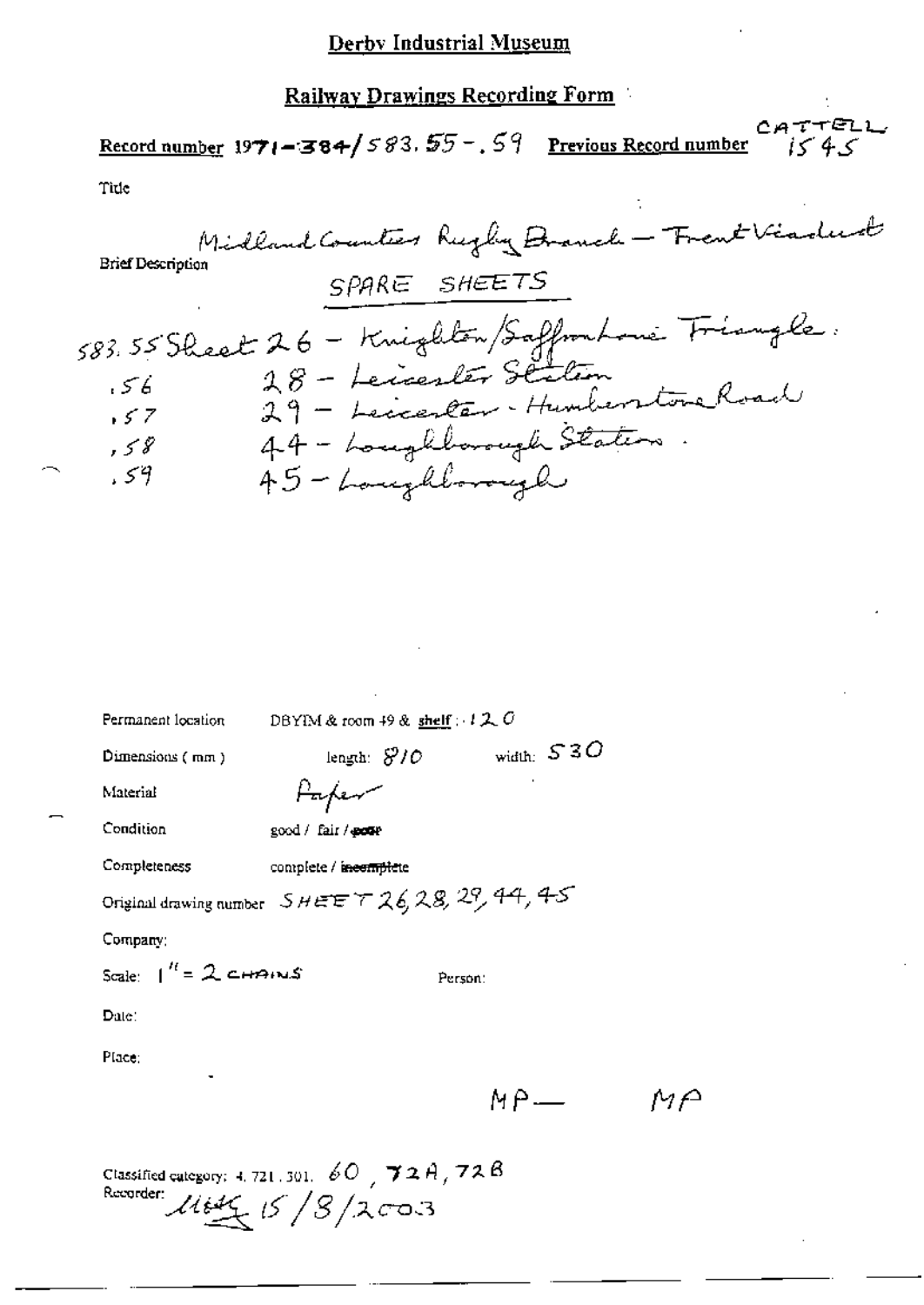# Derby Industrial Museum

## Railway Drawings Recording Form

**Record number** 1971-384/583.55-.59 **Previous Record number** CATTELL 1545

**Title**

Midland Counties Rugby Branch – Trent Viaduct

**Brief Description**

SPARE SHEETS

583.55 Sheet 26 – Knighton/Saffron Lane Triangle.
.56 28 – Leicester Station
.57 29 – Leicester – Humberstone Road
.58 44 – Loughborough Station.
.59 45 – Loughborough

Permanent location: DBYIM & room 49 & shelf: 120

Dimensions (mm): length: 810 width: 530

Material: Paper

Condition: good / fair / ~~poor~~

Completeness: complete / ~~incomplete~~

Original drawing number: SHEET 26, 28, 29, 44, 45

Company:

Scale: 1" = 2 CHAINS

Person:

Date:

Place:

MP— MP

Classified category: 4. 721. 301. 60, 72A, 72B

Recorder: MHG 15/8/2003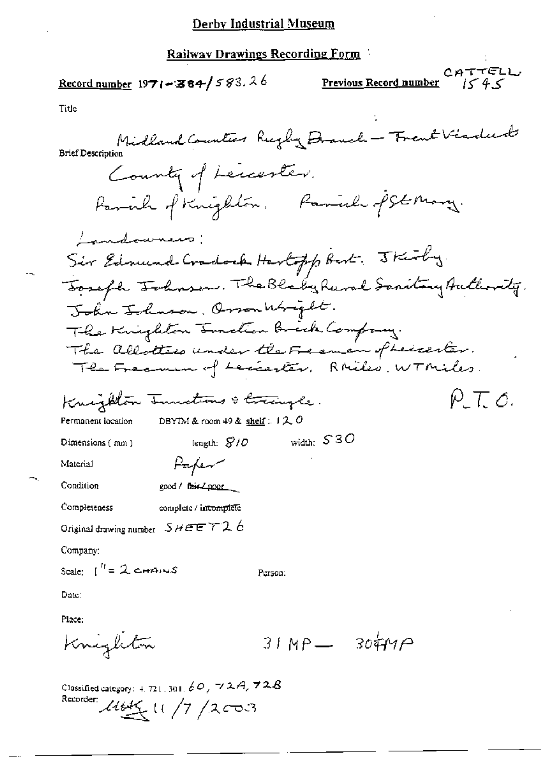# Derby Industrial Museum

## Railway Drawings Recording Form

**Record number** 1971-384/583.26 **Previous Record number** CATTELL 1545

Title

**Brief Description**

Midland Counties Rugby Branch — Trent Viaducts

County of Leicester.

Parish of Knighton. Parish of St Mary.

Landowners:

Sir Edmund Cradock Hartopp Bart. J Kirby.

Joseph Johnson. The Blaby Rural Sanitary Authority.

John Johnson. Orson Wright.

The Knighton Junction Brick Company.

The Allottees under the Freemen of Leicester.

The Freemen of Leicester. R Miles. W T Miles.

Knighton Junctions & triangle. P.T.O.

Permanent location DBYIM & room 49 & shelf : 120

Dimensions (mm) length: 810 width: 530

Material Paper

Condition good / ~~fair / poor~~

Completeness complete / ~~incomplete~~

Original drawing number SHEET 26

Company:

Scale: 1" = 2 CHAINS Person:

Date:

Place:

Knighton 31 MP — 30¼ MP

Classified category: 4. 721. 301. 60, 72A, 72B

Recorder: MHG 11/7/2003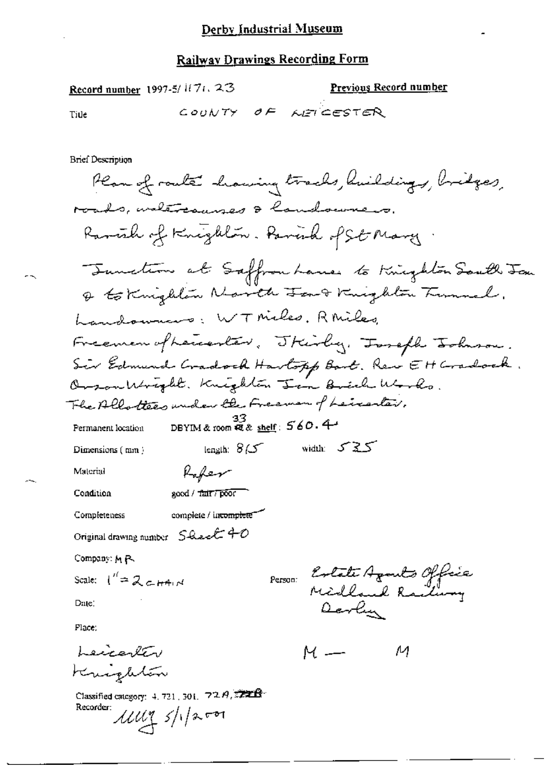# Derby Industrial Museum

## Railway Drawings Recording Form

**Record number** 1997-5/1171.23

**Previous Record number**

Title COUNTY OF LEICESTER

Brief Description

Plan of route showing tracks, buildings, bridges, roads, watercourses & landowners.
Parish of Knighton. Parish of St Mary.
Junction at Saffron Lane to Knighton South Jcn & to Knighton North Jcn & Knighton Tunnel.
Landowners: W T Miles. R Miles,
Freemen of Leicester. J Kirby. Joseph Johnson.
Sir Edmund Cradock Hartopp Bart. Rev E H Cradock.
Orson Wright. Knighton Jcn Brick Works.
The Allottees under the Freemen of Leicester.

Permanent location DBYIM & room 33 & shelf: 560.4

Dimensions (mm) length: 815 width: 535

Material Paper

Condition good / ~~fair / poor~~

Completeness complete / ~~incomplete~~

Original drawing number Sheet 40

Company: MR

Scale: 1" = 2 CHAIN

Person: Estate Agents Office Midland Railway Derby

Date:

Place:

Leicester
Knighton

M — M

Classified category: 4.721.301. 72A, ~~72B~~

Recorder: MMJ 5/1/2001